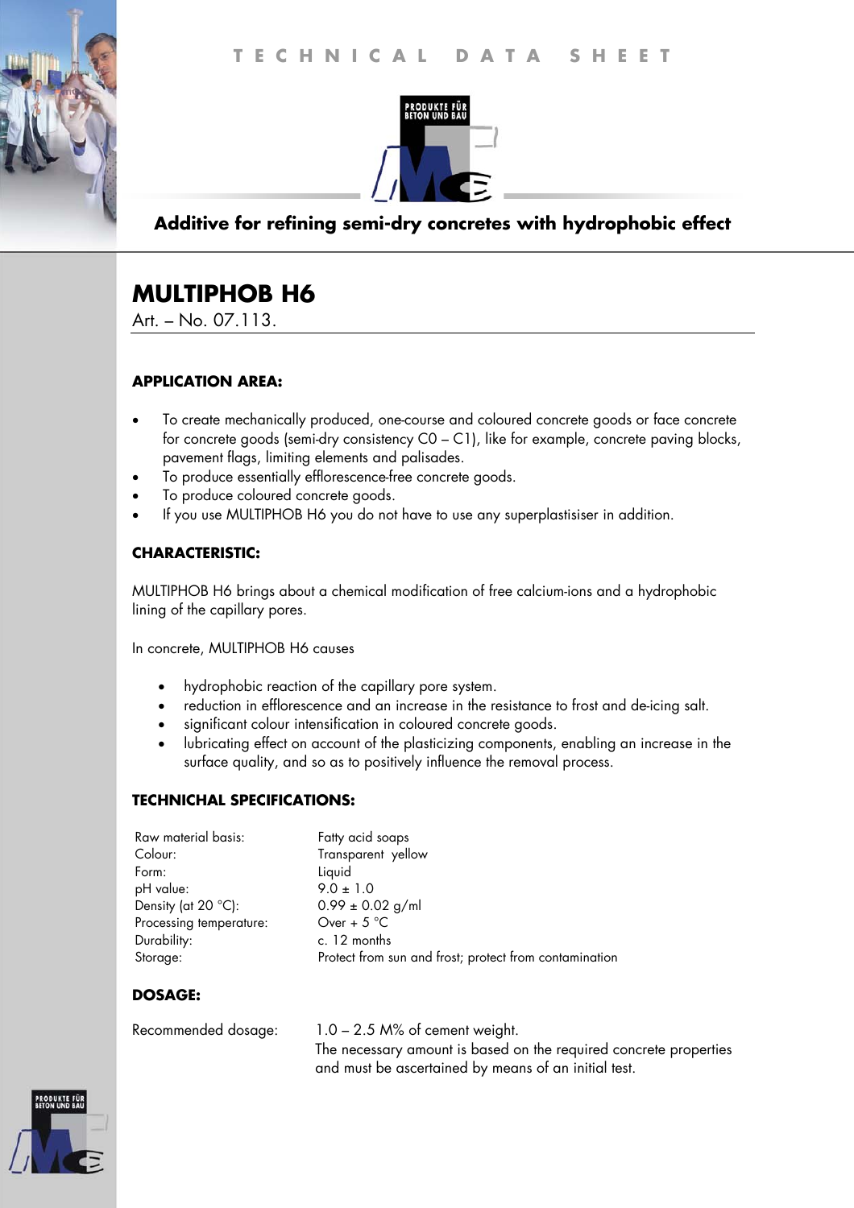TECHNICAL DATA SHEET

PRODUKTE FÜR BETON UND BAU

## Additive for refining semi-dry concretes with hydrophobic effect

# MULTIPHOB H6

Art. – No. 07.113.

### APPLICATION AREA:

- To create mechanically produced, one-course and coloured concrete goods or face concrete for concrete goods (semi-dry consistency C0 – C1), like for example, concrete paving blocks, pavement flags, limiting elements and palisades.
- To produce essentially efflorescence-free concrete goods.
- To produce coloured concrete goods.
- If you use MULTIPHOB H6 you do not have to use any superplastisiser in addition.

### CHARACTERISTIC:

MULTIPHOB H6 brings about a chemical modification of free calcium-ions and a hydrophobic lining of the capillary pores.

In concrete, MULTIPHOB H6 causes

- hydrophobic reaction of the capillary pore system.
- reduction in efflorescence and an increase in the resistance to frost and de-icing salt.
- significant colour intensification in coloured concrete goods.
- lubricating effect on account of the plasticizing components, enabling an increase in the surface quality, and so as to positively influence the removal process.

### TECHNICHAL SPECIFICATIONS:

| | |
|---|---|
| Raw material basis: | Fatty acid soaps |
| Colour: | Transparent yellow |
| Form: | Liquid |
| pH value: | 9.0 ± 1.0 |
| Density (at 20 °C): | 0.99 ± 0.02 g/ml |
| Processing temperature: | Over + 5 °C |
| Durability: | c. 12 months |
| Storage: | Protect from sun and frost; protect from contamination |

### DOSAGE:

Recommended dosage: 1.0 – 2.5 M% of cement weight.
The necessary amount is based on the required concrete properties and must be ascertained by means of an initial test.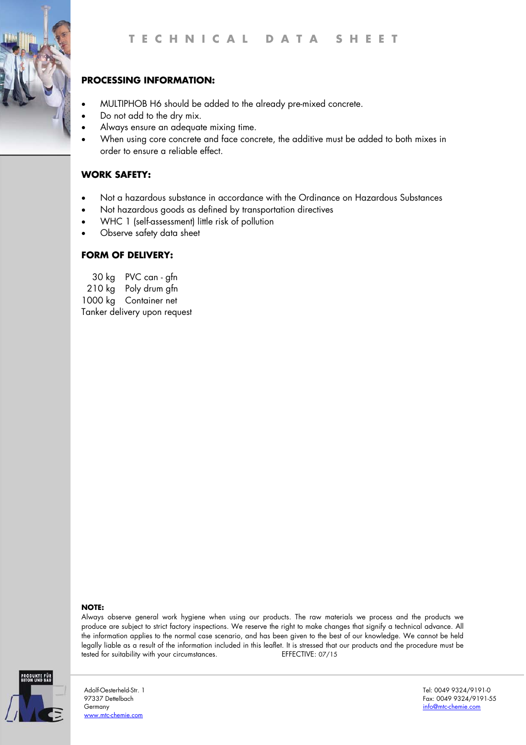# TECHNICAL DATA SHEET

## PROCESSING INFORMATION:

- MULTIPHOB H6 should be added to the already pre-mixed concrete.
- Do not add to the dry mix.
- Always ensure an adequate mixing time.
- When using core concrete and face concrete, the additive must be added to both mixes in order to ensure a reliable effect.

## WORK SAFETY:

- Not a hazardous substance in accordance with the Ordinance on Hazardous Substances
- Not hazardous goods as defined by transportation directives
- WHC 1 (self-assessment) little risk of pollution
- Observe safety data sheet

## FORM OF DELIVERY:

| | |
|---|---|
| 30 kg | PVC can - gfn |
| 210 kg | Poly drum gfn |
| 1000 kg | Container net |

Tanker delivery upon request

**NOTE:**
Always observe general work hygiene when using our products. The raw materials we process and the products we produce are subject to strict factory inspections. We reserve the right to make changes that signify a technical advance. All the information applies to the normal case scenario, and has been given to the best of our knowledge. We cannot be held legally liable as a result of the information included in this leaflet. It is stressed that our products and the procedure must be tested for suitability with your circumstances. EFFECTIVE: 07/15

PRODUKTE FÜR BETON UND BAU

Adolf-Oesterheld-Str. 1
97337 Dettelbach
Germany
www.mtc-chemie.com

Tel: 0049 9324/9191-0
Fax: 0049 9324/9191-55
info@mtc-chemie.com